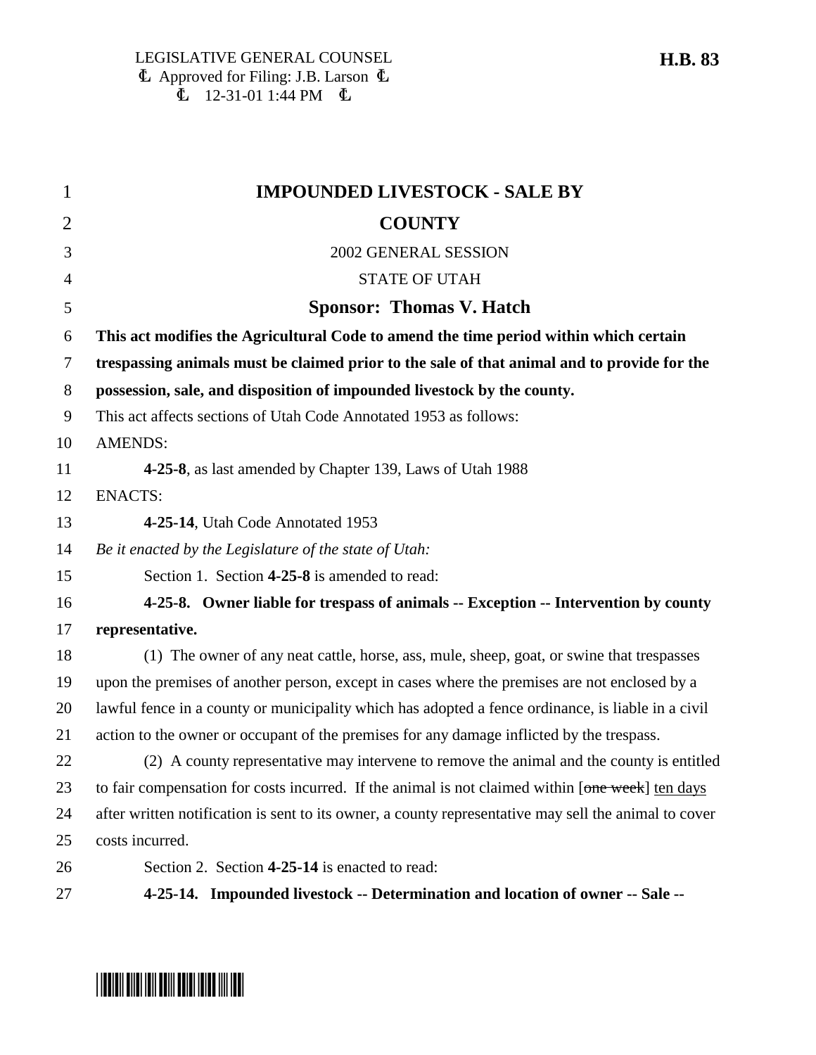LEGISLATIVE GENERAL COUNSEL
Ⓛ Approved for Filing: J.B. Larson Ⓛ
Ⓛ 12-31-01 1:44 PM Ⓛ

**H.B. 83**

# IMPOUNDED LIVESTOCK - SALE BY COUNTY

2002 GENERAL SESSION

STATE OF UTAH

## Sponsor: Thomas V. Hatch

**This act modifies the Agricultural Code to amend the time period within which certain trespassing animals must be claimed prior to the sale of that animal and to provide for the possession, sale, and disposition of impounded livestock by the county.**

This act affects sections of Utah Code Annotated 1953 as follows:

AMENDS:

**4-25-8**, as last amended by Chapter 139, Laws of Utah 1988

ENACTS:

**4-25-14**, Utah Code Annotated 1953

*Be it enacted by the Legislature of the state of Utah:*

Section 1. Section **4-25-8** is amended to read:

**4-25-8. Owner liable for trespass of animals -- Exception -- Intervention by county representative.**

(1) The owner of any neat cattle, horse, ass, mule, sheep, goat, or swine that trespasses upon the premises of another person, except in cases where the premises are not enclosed by a lawful fence in a county or municipality which has adopted a fence ordinance, is liable in a civil action to the owner or occupant of the premises for any damage inflicted by the trespass.

(2) A county representative may intervene to remove the animal and the county is entitled to fair compensation for costs incurred. If the animal is not claimed within [~~one week~~] ten days after written notification is sent to its owner, a county representative may sell the animal to cover costs incurred.

Section 2. Section **4-25-14** is enacted to read:

**4-25-14. Impounded livestock -- Determination and location of owner -- Sale --**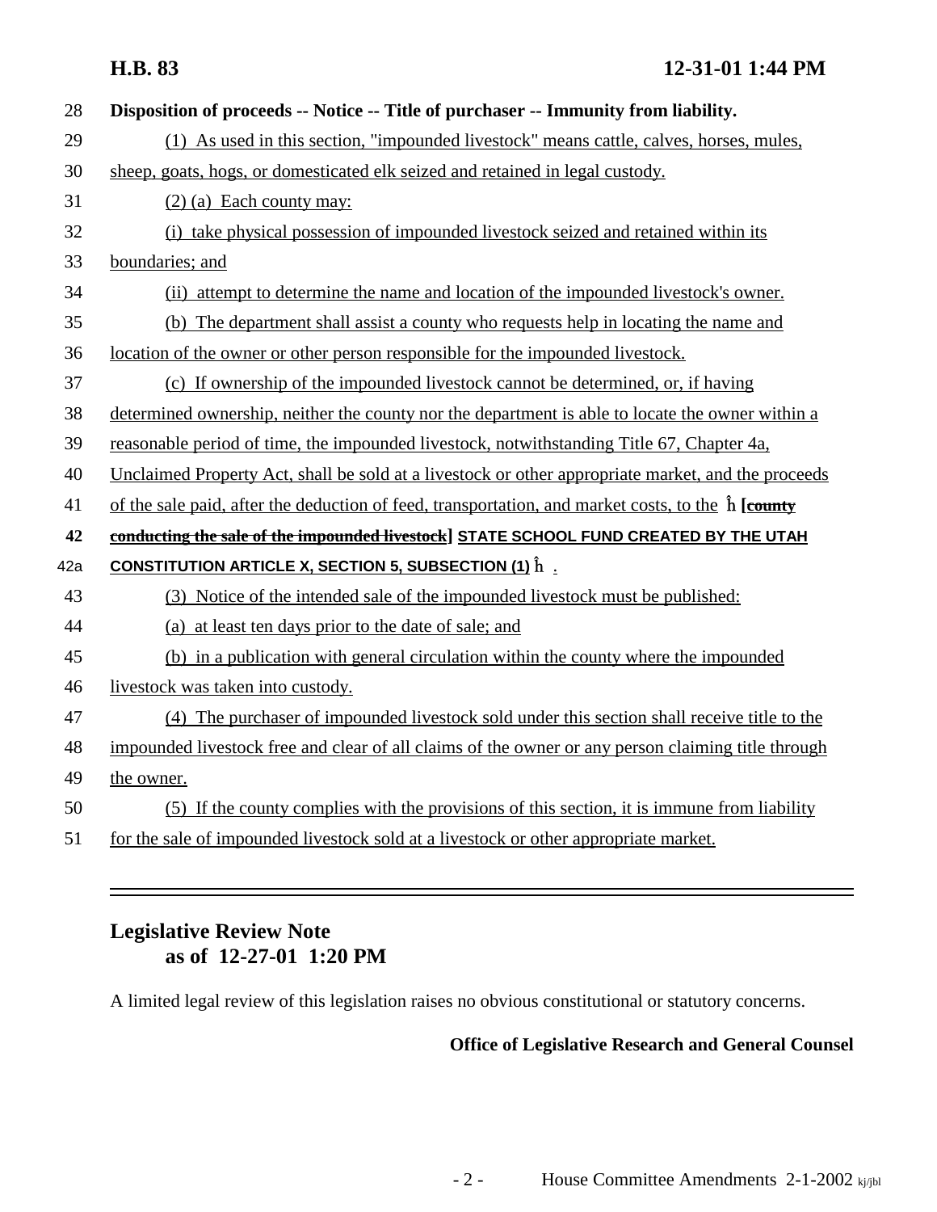**Disposition of proceeds -- Notice -- Title of purchaser -- Immunity from liability.**

(1) As used in this section, "impounded livestock" means cattle, calves, horses, mules, sheep, goats, hogs, or domesticated elk seized and retained in legal custody.

(2) (a) Each county may:

(i) take physical possession of impounded livestock seized and retained within its boundaries; and

(ii) attempt to determine the name and location of the impounded livestock's owner.

(b) The department shall assist a county who requests help in locating the name and location of the owner or other person responsible for the impounded livestock.

(c) If ownership of the impounded livestock cannot be determined, or, if having determined ownership, neither the county nor the department is able to locate the owner within a reasonable period of time, the impounded livestock, notwithstanding Title 67, Chapter 4a, Unclaimed Property Act, shall be sold at a livestock or other appropriate market, and the proceeds of the sale paid, after the deduction of feed, transportation, and market costs, to the ĥ **[~~county conducting the sale of the impounded livestock~~]** STATE SCHOOL FUND CREATED BY THE UTAH CONSTITUTION ARTICLE X, SECTION 5, SUBSECTION (1) ĥ .

(3) Notice of the intended sale of the impounded livestock must be published:

(a) at least ten days prior to the date of sale; and

(b) in a publication with general circulation within the county where the impounded livestock was taken into custody.

(4) The purchaser of impounded livestock sold under this section shall receive title to the impounded livestock free and clear of all claims of the owner or any person claiming title through the owner.

(5) If the county complies with the provisions of this section, it is immune from liability for the sale of impounded livestock sold at a livestock or other appropriate market.

---

## Legislative Review Note
### as of 12-27-01 1:20 PM

A limited legal review of this legislation raises no obvious constitutional or statutory concerns.

**Office of Legislative Research and General Counsel**